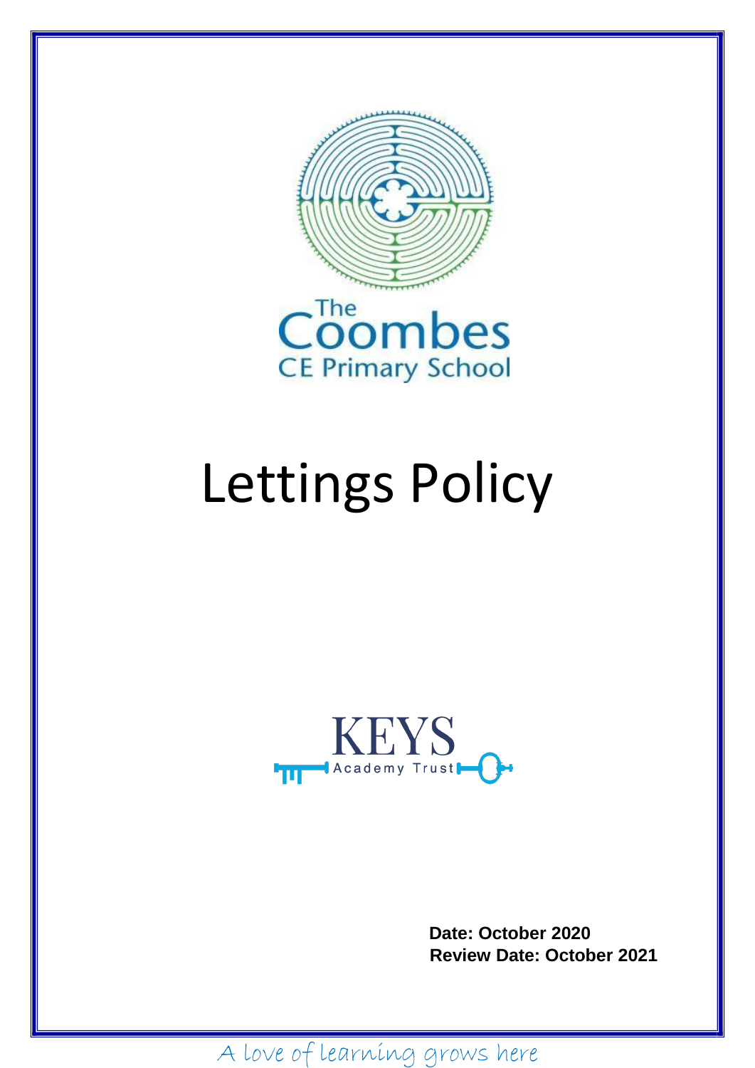The Coombes CE Primary School

# Lettings Policy

KEYS Academy Trust

**Date: October 2020**
**Review Date: October 2021**

A love of learning grows here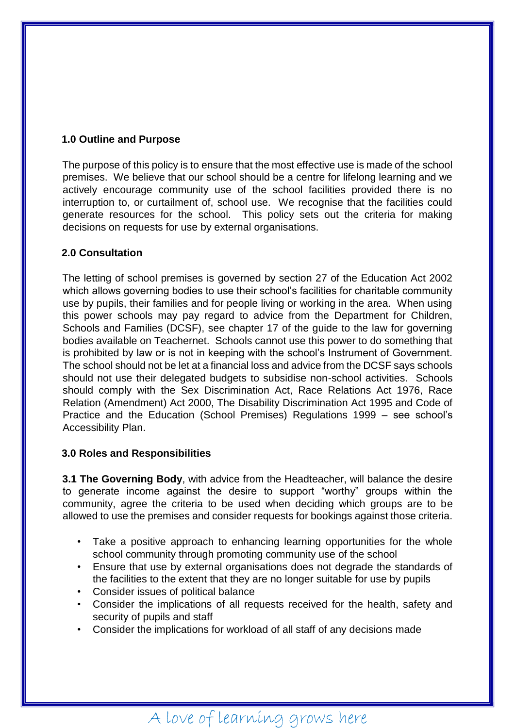## 1.0 Outline and Purpose

The purpose of this policy is to ensure that the most effective use is made of the school premises. We believe that our school should be a centre for lifelong learning and we actively encourage community use of the school facilities provided there is no interruption to, or curtailment of, school use. We recognise that the facilities could generate resources for the school. This policy sets out the criteria for making decisions on requests for use by external organisations.

## 2.0 Consultation

The letting of school premises is governed by section 27 of the Education Act 2002 which allows governing bodies to use their school's facilities for charitable community use by pupils, their families and for people living or working in the area. When using this power schools may pay regard to advice from the Department for Children, Schools and Families (DCSF), see chapter 17 of the guide to the law for governing bodies available on Teachernet. Schools cannot use this power to do something that is prohibited by law or is not in keeping with the school's Instrument of Government. The school should not be let at a financial loss and advice from the DCSF says schools should not use their delegated budgets to subsidise non-school activities. Schools should comply with the Sex Discrimination Act, Race Relations Act 1976, Race Relation (Amendment) Act 2000, The Disability Discrimination Act 1995 and Code of Practice and the Education (School Premises) Regulations 1999 – see school's Accessibility Plan.

## 3.0 Roles and Responsibilities

**3.1 The Governing Body**, with advice from the Headteacher, will balance the desire to generate income against the desire to support "worthy" groups within the community, agree the criteria to be used when deciding which groups are to be allowed to use the premises and consider requests for bookings against those criteria.

- Take a positive approach to enhancing learning opportunities for the whole school community through promoting community use of the school
- Ensure that use by external organisations does not degrade the standards of the facilities to the extent that they are no longer suitable for use by pupils
- Consider issues of political balance
- Consider the implications of all requests received for the health, safety and security of pupils and staff
- Consider the implications for workload of all staff of any decisions made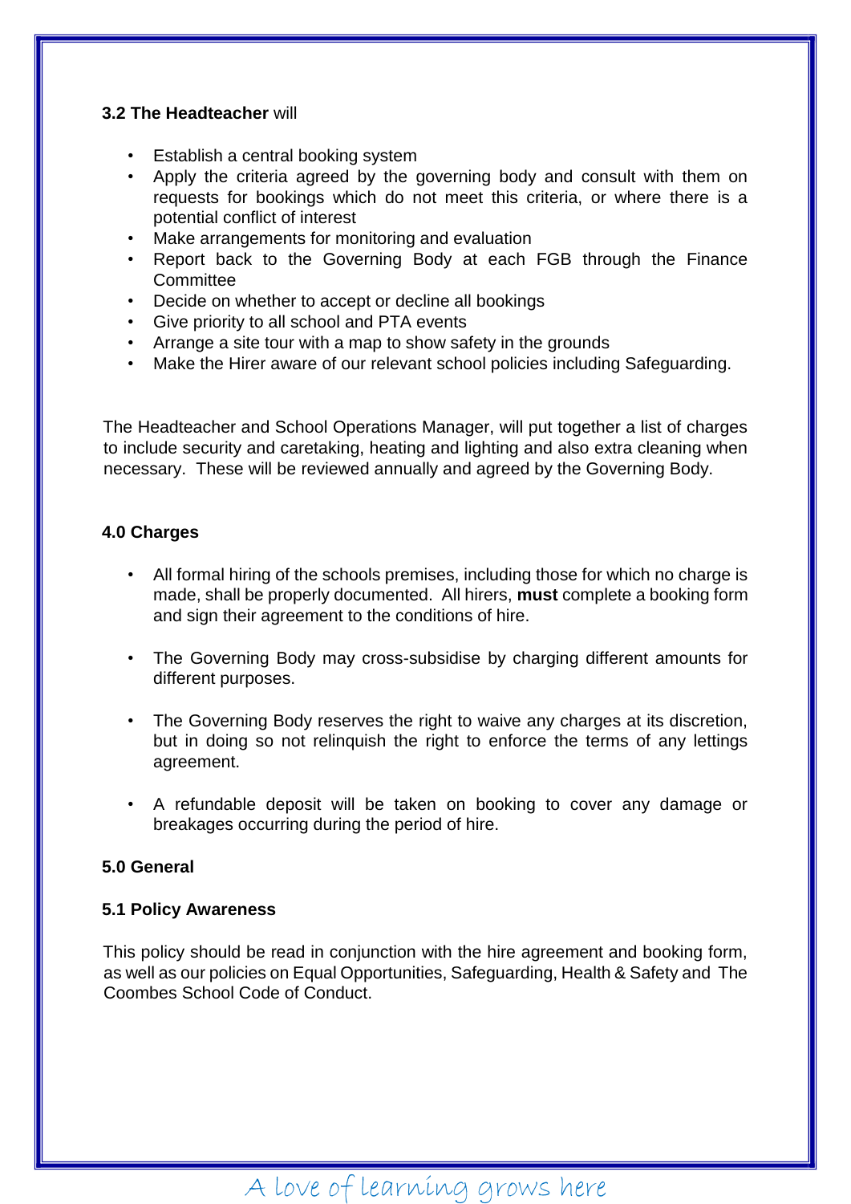### 3.2 The Headteacher will

- Establish a central booking system
- Apply the criteria agreed by the governing body and consult with them on requests for bookings which do not meet this criteria, or where there is a potential conflict of interest
- Make arrangements for monitoring and evaluation
- Report back to the Governing Body at each FGB through the Finance Committee
- Decide on whether to accept or decline all bookings
- Give priority to all school and PTA events
- Arrange a site tour with a map to show safety in the grounds
- Make the Hirer aware of our relevant school policies including Safeguarding.

The Headteacher and School Operations Manager, will put together a list of charges to include security and caretaking, heating and lighting and also extra cleaning when necessary. These will be reviewed annually and agreed by the Governing Body.

## 4.0 Charges

- All formal hiring of the schools premises, including those for which no charge is made, shall be properly documented. All hirers, **must** complete a booking form and sign their agreement to the conditions of hire.

- The Governing Body may cross-subsidise by charging different amounts for different purposes.

- The Governing Body reserves the right to waive any charges at its discretion, but in doing so not relinquish the right to enforce the terms of any lettings agreement.

- A refundable deposit will be taken on booking to cover any damage or breakages occurring during the period of hire.

## 5.0 General

### 5.1 Policy Awareness

This policy should be read in conjunction with the hire agreement and booking form, as well as our policies on Equal Opportunities, Safeguarding, Health & Safety and The Coombes School Code of Conduct.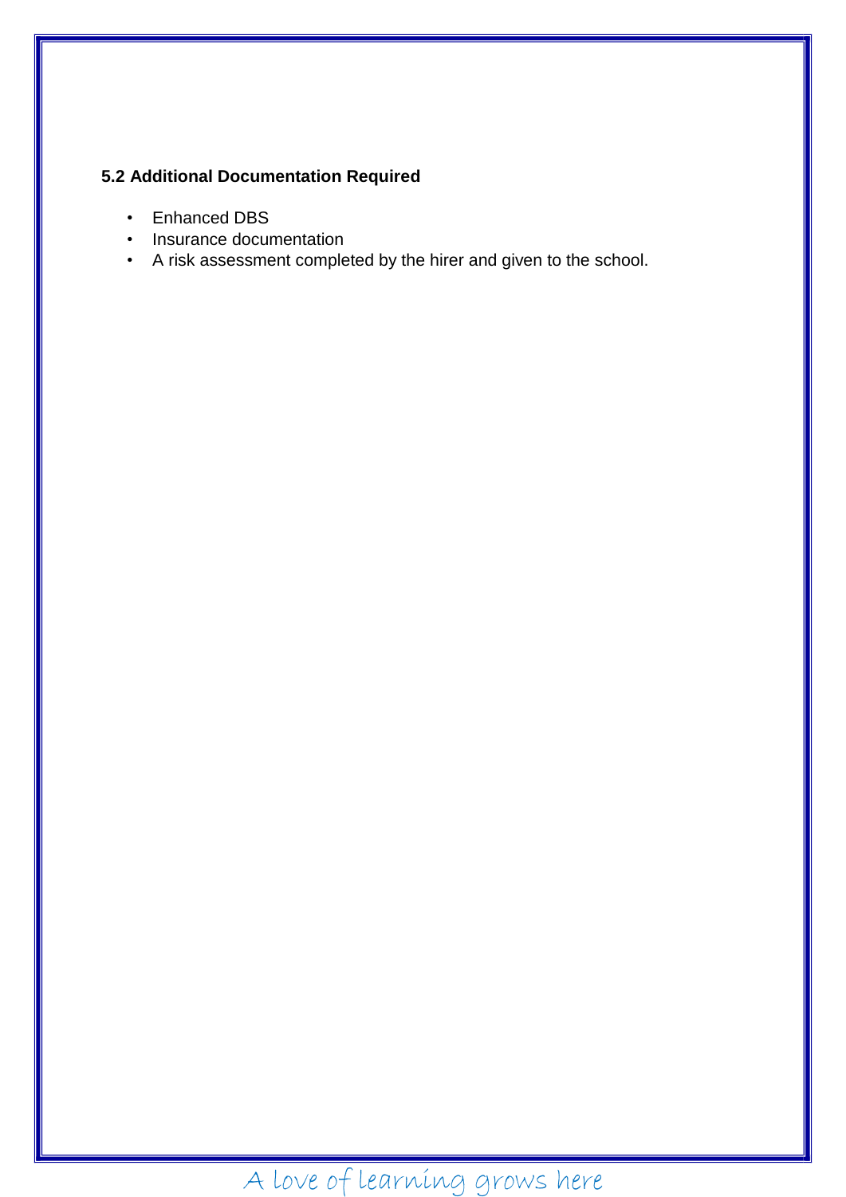### 5.2 Additional Documentation Required

- Enhanced DBS
- Insurance documentation
- A risk assessment completed by the hirer and given to the school.